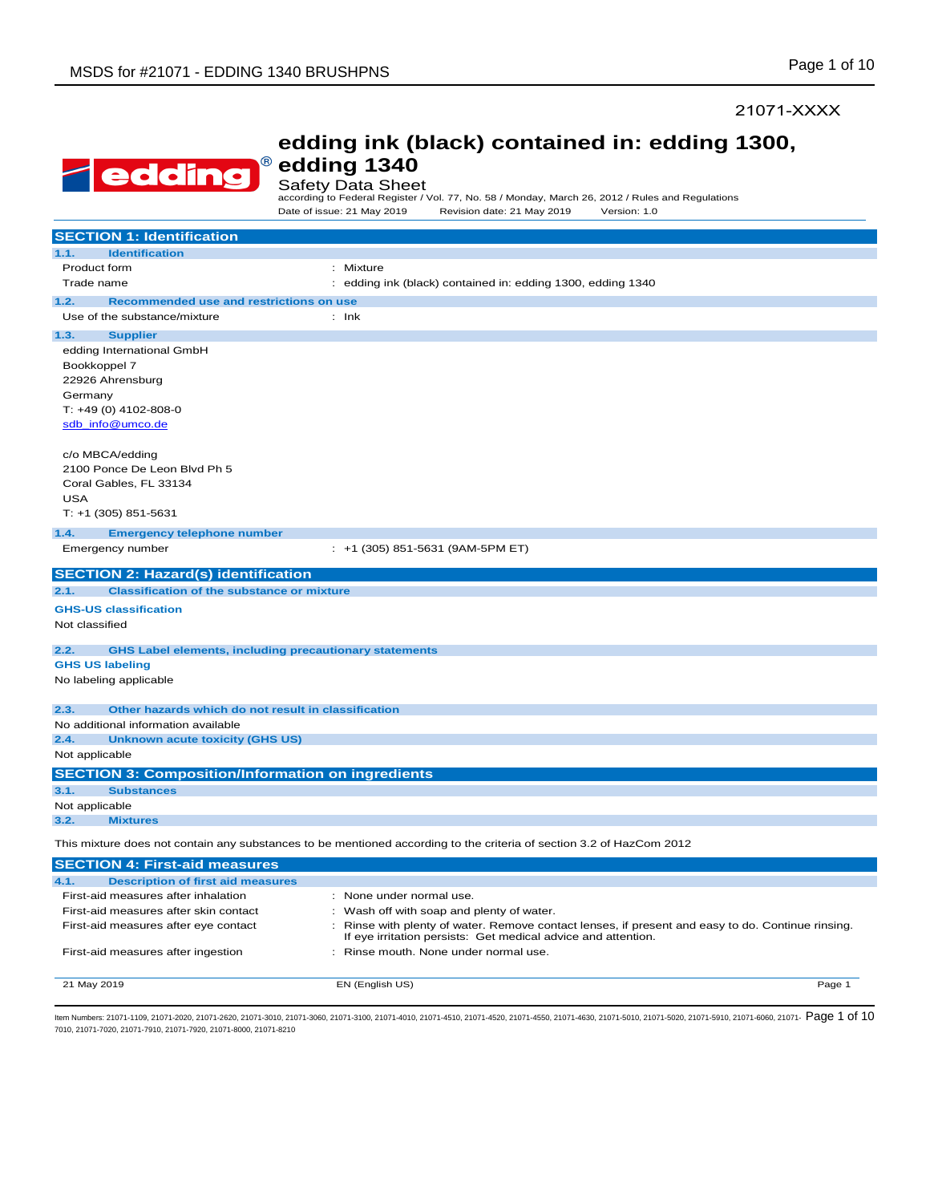21071-XXXX

# edding ink (black) contained in: edding 1300, edding 1340

Safety Data Sheet

according to Federal Register / Vol. 77, No. 58 / Monday, March 26, 2012 / Rules and Regulations

Date of issue: 21 May 2019 Revision date: 21 May 2019 Version: 1.0

## SECTION 1: Identification

### 1.1. Identification

| | |
|---|---|
| Product form | : Mixture |
| Trade name | : edding ink (black) contained in: edding 1300, edding 1340 |

### 1.2. Recommended use and restrictions on use

| | |
|---|---|
| Use of the substance/mixture | : Ink |

### 1.3. Supplier

edding International GmbH
Bookkoppel 7
22926 Ahrensburg
Germany
T: +49 (0) 4102-808-0
sdb_info@umco.de

c/o MBCA/edding
2100 Ponce De Leon Blvd Ph 5
Coral Gables, FL 33134
USA
T: +1 (305) 851-5631

### 1.4. Emergency telephone number

| | |
|---|---|
| Emergency number | : +1 (305) 851-5631 (9AM-5PM ET) |

## SECTION 2: Hazard(s) identification

### 2.1. Classification of the substance or mixture

**GHS-US classification**

Not classified

### 2.2. GHS Label elements, including precautionary statements

**GHS US labeling**

No labeling applicable

### 2.3. Other hazards which do not result in classification

No additional information available

### 2.4. Unknown acute toxicity (GHS US)

Not applicable

## SECTION 3: Composition/Information on ingredients

### 3.1. Substances

Not applicable

### 3.2. Mixtures

This mixture does not contain any substances to be mentioned according to the criteria of section 3.2 of HazCom 2012

## SECTION 4: First-aid measures

### 4.1. Description of first aid measures

| | |
|---|---|
| First-aid measures after inhalation | : None under normal use. |
| First-aid measures after skin contact | : Wash off with soap and plenty of water. |
| First-aid measures after eye contact | : Rinse with plenty of water. Remove contact lenses, if present and easy to do. Continue rinsing. If eye irritation persists: Get medical advice and attention. |
| First-aid measures after ingestion | : Rinse mouth. None under normal use. |

Item Numbers: 21071-1109, 21071-2020, 21071-2620, 21071-3010, 21071-3060, 21071-3100, 21071-4010, 21071-4510, 21071-4520, 21071-4550, 21071-4630, 21071-5010, 21071-5020, 21071-5910, 21071-6060, 21071-7010, 21071-7020, 21071-7910, 21071-7920, 21071-8000, 21071-8210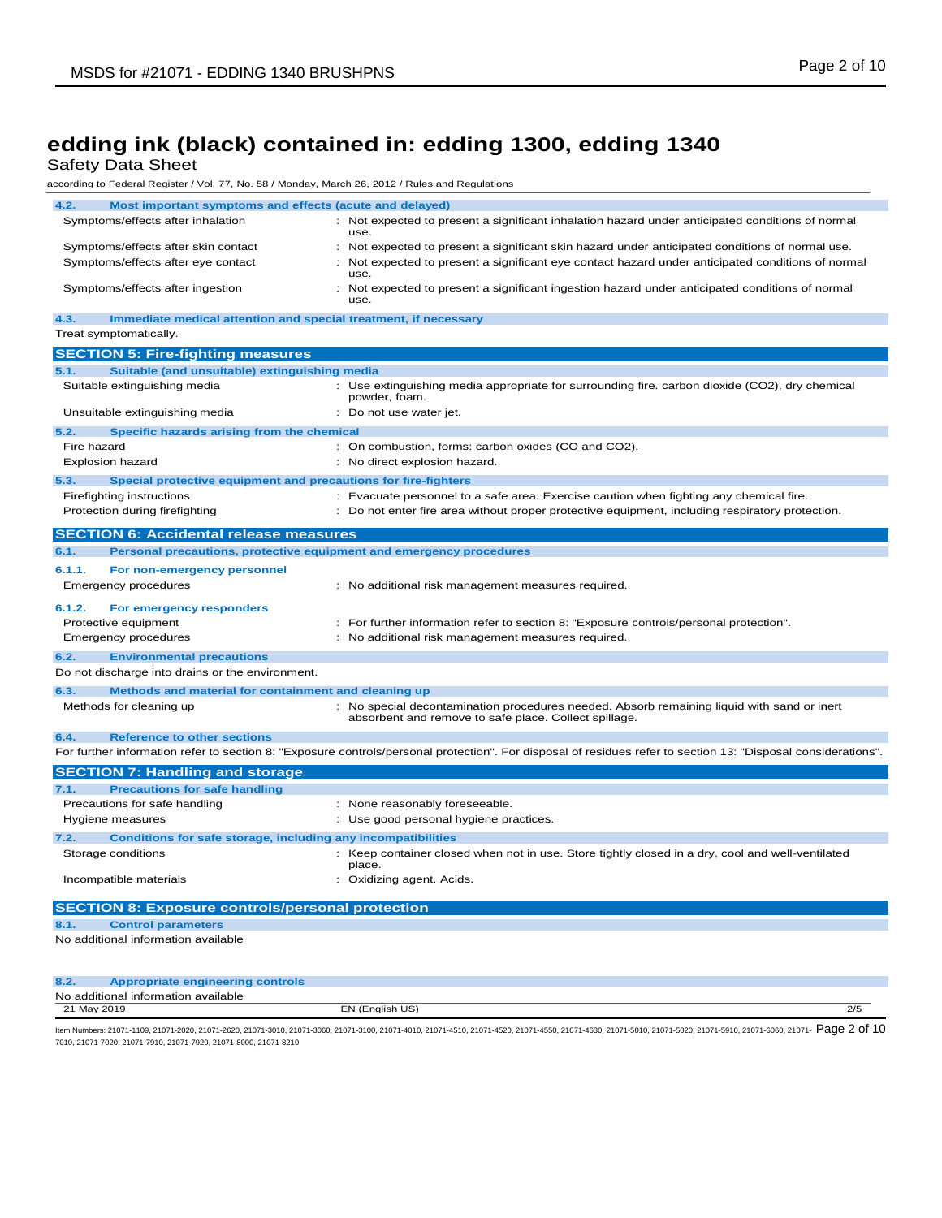# edding ink (black) contained in: edding 1300, edding 1340

Safety Data Sheet

according to Federal Register / Vol. 77, No. 58 / Monday, March 26, 2012 / Rules and Regulations

### 4.2. Most important symptoms and effects (acute and delayed)

| | |
|---|---|
| Symptoms/effects after inhalation | : Not expected to present a significant inhalation hazard under anticipated conditions of normal use. |
| Symptoms/effects after skin contact | : Not expected to present a significant skin hazard under anticipated conditions of normal use. |
| Symptoms/effects after eye contact | : Not expected to present a significant eye contact hazard under anticipated conditions of normal use. |
| Symptoms/effects after ingestion | : Not expected to present a significant ingestion hazard under anticipated conditions of normal use. |

### 4.3. Immediate medical attention and special treatment, if necessary

Treat symptomatically.

## SECTION 5: Fire-fighting measures

### 5.1. Suitable (and unsuitable) extinguishing media

| | |
|---|---|
| Suitable extinguishing media | : Use extinguishing media appropriate for surrounding fire. carbon dioxide ($CO_2$), dry chemical powder, foam. |
| Unsuitable extinguishing media | : Do not use water jet. |

### 5.2. Specific hazards arising from the chemical

| | |
|---|---|
| Fire hazard | : On combustion, forms: carbon oxides (CO and $CO_2$). |
| Explosion hazard | : No direct explosion hazard. |

### 5.3. Special protective equipment and precautions for fire-fighters

| | |
|---|---|
| Firefighting instructions | : Evacuate personnel to a safe area. Exercise caution when fighting any chemical fire. |
| Protection during firefighting | : Do not enter fire area without proper protective equipment, including respiratory protection. |

## SECTION 6: Accidental release measures

### 6.1. Personal precautions, protective equipment and emergency procedures

#### 6.1.1. For non-emergency personnel

| | |
|---|---|
| Emergency procedures | : No additional risk management measures required. |

#### 6.1.2. For emergency responders

| | |
|---|---|
| Protective equipment | : For further information refer to section 8: "Exposure controls/personal protection". |
| Emergency procedures | : No additional risk management measures required. |

### 6.2. Environmental precautions

Do not discharge into drains or the environment.

### 6.3. Methods and material for containment and cleaning up

| | |
|---|---|
| Methods for cleaning up | : No special decontamination procedures needed. Absorb remaining liquid with sand or inert absorbent and remove to safe place. Collect spillage. |

### 6.4. Reference to other sections

For further information refer to section 8: "Exposure controls/personal protection". For disposal of residues refer to section 13: "Disposal considerations".

## SECTION 7: Handling and storage

### 7.1. Precautions for safe handling

| | |
|---|---|
| Precautions for safe handling | : None reasonably foreseeable. |
| Hygiene measures | : Use good personal hygiene practices. |

### 7.2. Conditions for safe storage, including any incompatibilities

| | |
|---|---|
| Storage conditions | : Keep container closed when not in use. Store tightly closed in a dry, cool and well-ventilated place. |
| Incompatible materials | : Oxidizing agent. Acids. |

## SECTION 8: Exposure controls/personal protection

### 8.1. Control parameters

No additional information available

### 8.2. Appropriate engineering controls

No additional information available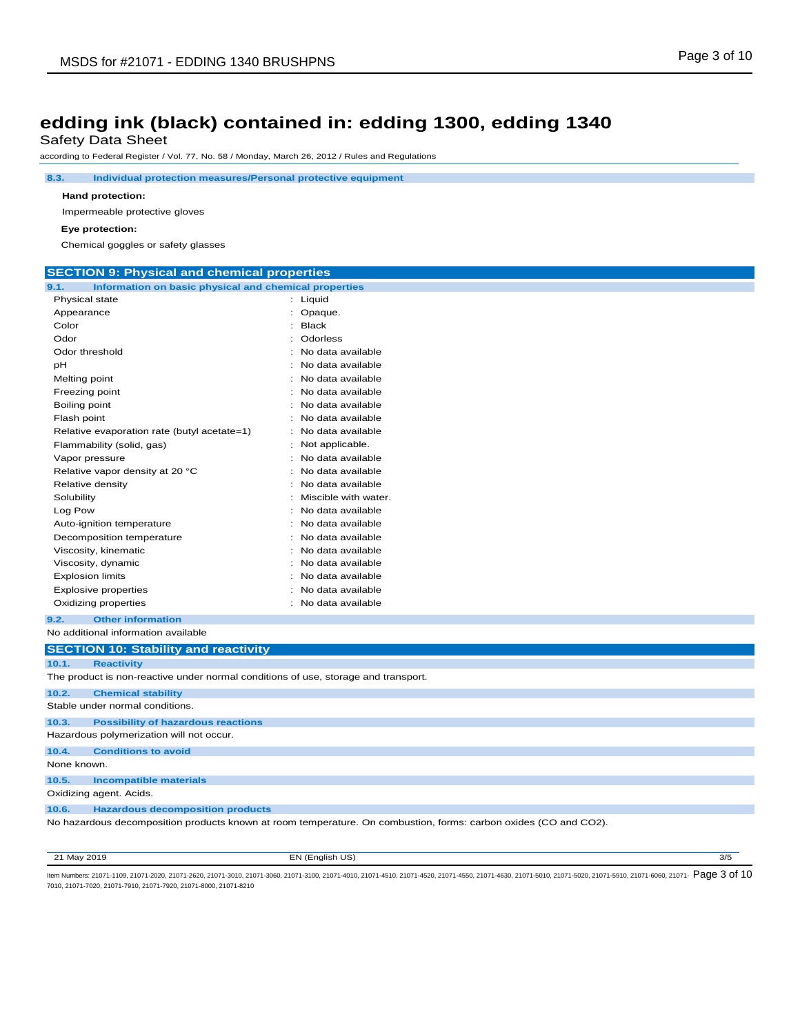# edding ink (black) contained in: edding 1300, edding 1340

Safety Data Sheet

according to Federal Register / Vol. 77, No. 58 / Monday, March 26, 2012 / Rules and Regulations

### 8.3. Individual protection measures/Personal protective equipment

**Hand protection:**

Impermeable protective gloves

**Eye protection:**

Chemical goggles or safety glasses

## SECTION 9: Physical and chemical properties

### 9.1. Information on basic physical and chemical properties

| Property | Value |
|---|---|
| Physical state | : Liquid |
| Appearance | : Opaque. |
| Color | : Black |
| Odor | : Odorless |
| Odor threshold | : No data available |
| pH | : No data available |
| Melting point | : No data available |
| Freezing point | : No data available |
| Boiling point | : No data available |
| Flash point | : No data available |
| Relative evaporation rate (butyl acetate=1) | : No data available |
| Flammability (solid, gas) | : Not applicable. |
| Vapor pressure | : No data available |
| Relative vapor density at 20 °C | : No data available |
| Relative density | : No data available |
| Solubility | : Miscible with water. |
| Log Pow | : No data available |
| Auto-ignition temperature | : No data available |
| Decomposition temperature | : No data available |
| Viscosity, kinematic | : No data available |
| Viscosity, dynamic | : No data available |
| Explosion limits | : No data available |
| Explosive properties | : No data available |
| Oxidizing properties | : No data available |

### 9.2. Other information

No additional information available

## SECTION 10: Stability and reactivity

### 10.1. Reactivity

The product is non-reactive under normal conditions of use, storage and transport.

### 10.2. Chemical stability

Stable under normal conditions.

### 10.3. Possibility of hazardous reactions

Hazardous polymerization will not occur.

### 10.4. Conditions to avoid

None known.

### 10.5. Incompatible materials

Oxidizing agent. Acids.

### 10.6. Hazardous decomposition products

No hazardous decomposition products known at room temperature. On combustion, forms: carbon oxides (CO and $CO_2$).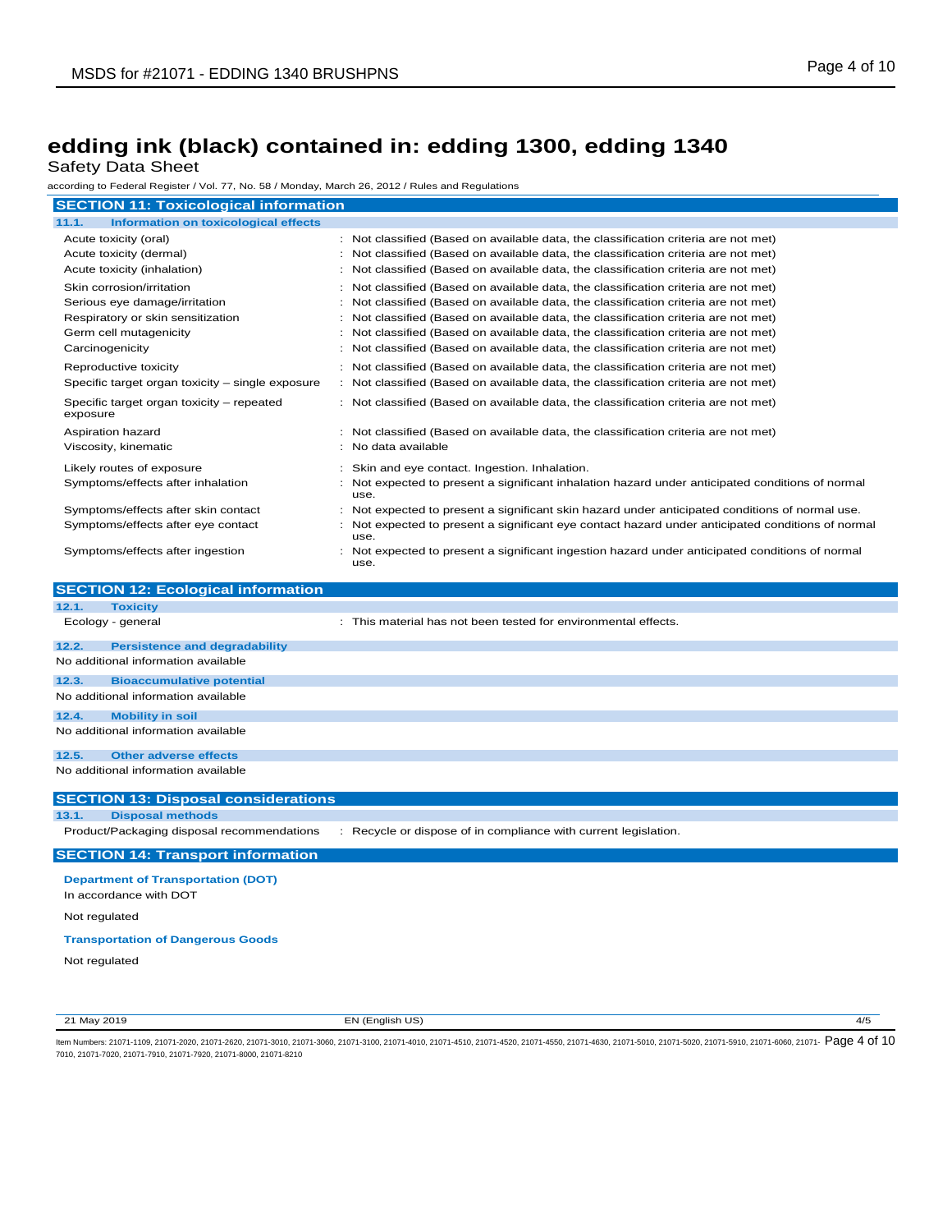# edding ink (black) contained in: edding 1300, edding 1340

Safety Data Sheet

according to Federal Register / Vol. 77, No. 58 / Monday, March 26, 2012 / Rules and Regulations

## SECTION 11: Toxicological information

### 11.1. Information on toxicological effects

| | |
|---|---|
| Acute toxicity (oral) | : Not classified (Based on available data, the classification criteria are not met) |
| Acute toxicity (dermal) | : Not classified (Based on available data, the classification criteria are not met) |
| Acute toxicity (inhalation) | : Not classified (Based on available data, the classification criteria are not met) |
| Skin corrosion/irritation | : Not classified (Based on available data, the classification criteria are not met) |
| Serious eye damage/irritation | : Not classified (Based on available data, the classification criteria are not met) |
| Respiratory or skin sensitization | : Not classified (Based on available data, the classification criteria are not met) |
| Germ cell mutagenicity | : Not classified (Based on available data, the classification criteria are not met) |
| Carcinogenicity | : Not classified (Based on available data, the classification criteria are not met) |
| Reproductive toxicity | : Not classified (Based on available data, the classification criteria are not met) |
| Specific target organ toxicity – single exposure | : Not classified (Based on available data, the classification criteria are not met) |
| Specific target organ toxicity – repeated exposure | : Not classified (Based on available data, the classification criteria are not met) |
| Aspiration hazard | : Not classified (Based on available data, the classification criteria are not met) |
| Viscosity, kinematic | : No data available |
| Likely routes of exposure | : Skin and eye contact. Ingestion. Inhalation. |
| Symptoms/effects after inhalation | : Not expected to present a significant inhalation hazard under anticipated conditions of normal use. |
| Symptoms/effects after skin contact | : Not expected to present a significant skin hazard under anticipated conditions of normal use. |
| Symptoms/effects after eye contact | : Not expected to present a significant eye contact hazard under anticipated conditions of normal use. |
| Symptoms/effects after ingestion | : Not expected to present a significant ingestion hazard under anticipated conditions of normal use. |

## SECTION 12: Ecological information

### 12.1. Toxicity

Ecology - general : This material has not been tested for environmental effects.

### 12.2. Persistence and degradability

No additional information available

### 12.3. Bioaccumulative potential

No additional information available

### 12.4. Mobility in soil

No additional information available

### 12.5. Other adverse effects

No additional information available

## SECTION 13: Disposal considerations

### 13.1. Disposal methods

Product/Packaging disposal recommendations : Recycle or dispose of in compliance with current legislation.

## SECTION 14: Transport information

**Department of Transportation (DOT)**

In accordance with DOT

Not regulated

**Transportation of Dangerous Goods**

Not regulated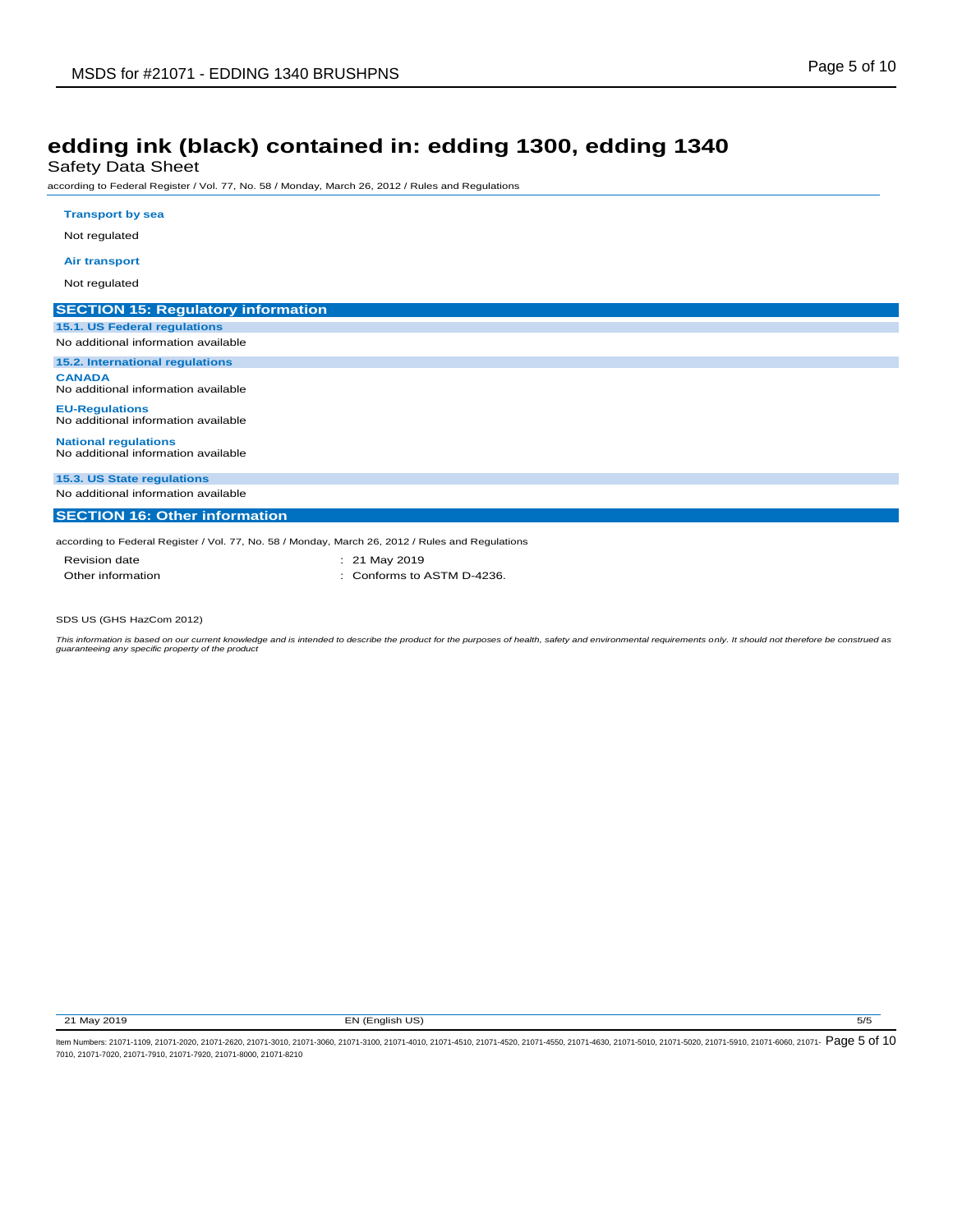# edding ink (black) contained in: edding 1300, edding 1340

Safety Data Sheet

according to Federal Register / Vol. 77, No. 58 / Monday, March 26, 2012 / Rules and Regulations

**Transport by sea**

Not regulated

**Air transport**

Not regulated

## SECTION 15: Regulatory information

### 15.1. US Federal regulations

No additional information available

### 15.2. International regulations

**CANADA**

No additional information available

**EU-Regulations**

No additional information available

**National regulations**

No additional information available

### 15.3. US State regulations

No additional information available

## SECTION 16: Other information

according to Federal Register / Vol. 77, No. 58 / Monday, March 26, 2012 / Rules and Regulations

| | |
|---|---|
| Revision date | : 21 May 2019 |
| Other information | : Conforms to ASTM D-4236. |

SDS US (GHS HazCom 2012)

*This information is based on our current knowledge and is intended to describe the product for the purposes of health, safety and environmental requirements only. It should not therefore be construed as guaranteeing any specific property of the product*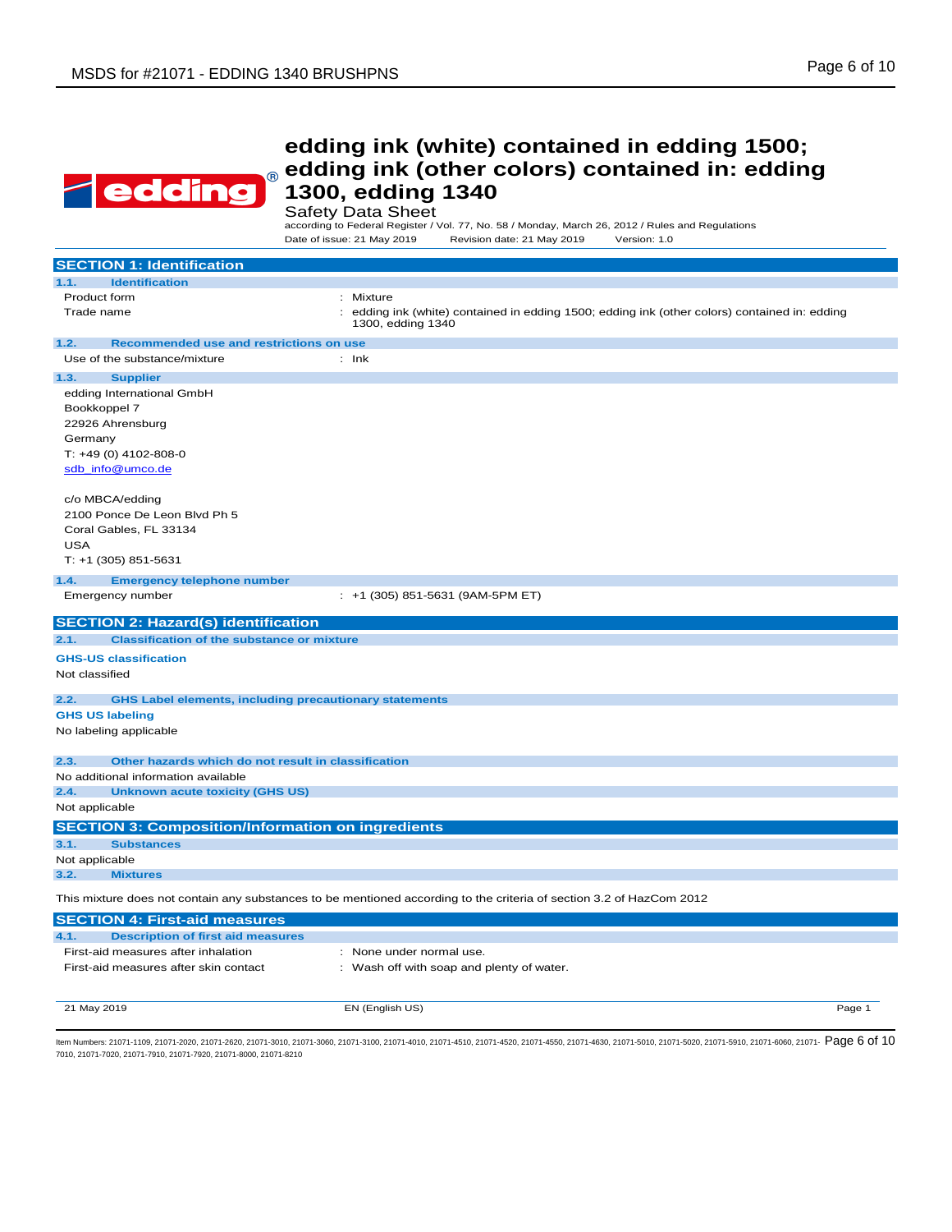# edding ink (white) contained in edding 1500; edding ink (other colors) contained in: edding 1300, edding 1340

Safety Data Sheet

according to Federal Register / Vol. 77, No. 58 / Monday, March 26, 2012 / Rules and Regulations

Date of issue: 21 May 2019 Revision date: 21 May 2019 Version: 1.0

## SECTION 1: Identification

### 1.1. Identification

| | |
|---|---|
| Product form | : Mixture |
| Trade name | : edding ink (white) contained in edding 1500; edding ink (other colors) contained in: edding 1300, edding 1340 |

### 1.2. Recommended use and restrictions on use

| | |
|---|---|
| Use of the substance/mixture | : Ink |

### 1.3. Supplier

edding International GmbH
Bookkoppel 7
22926 Ahrensburg
Germany
T: +49 (0) 4102-808-0
sdb_info@umco.de

c/o MBCA/edding
2100 Ponce De Leon Blvd Ph 5
Coral Gables, FL 33134
USA
T: +1 (305) 851-5631

### 1.4. Emergency telephone number

| | |
|---|---|
| Emergency number | : +1 (305) 851-5631 (9AM-5PM ET) |

## SECTION 2: Hazard(s) identification

### 2.1. Classification of the substance or mixture

**GHS-US classification**

Not classified

### 2.2. GHS Label elements, including precautionary statements

**GHS US labeling**

No labeling applicable

### 2.3. Other hazards which do not result in classification

No additional information available

### 2.4. Unknown acute toxicity (GHS US)

Not applicable

## SECTION 3: Composition/Information on ingredients

### 3.1. Substances

Not applicable

### 3.2. Mixtures

This mixture does not contain any substances to be mentioned according to the criteria of section 3.2 of HazCom 2012

## SECTION 4: First-aid measures

### 4.1. Description of first aid measures

| | |
|---|---|
| First-aid measures after inhalation | : None under normal use. |
| First-aid measures after skin contact | : Wash off with soap and plenty of water. |

Item Numbers: 21071-1109, 21071-2020, 21071-2620, 21071-3010, 21071-3060, 21071-3100, 21071-4010, 21071-4510, 21071-4520, 21071-4550, 21071-4630, 21071-5010, 21071-5020, 21071-5910, 21071-6060, 21071-7010, 21071-7020, 21071-7910, 21071-7920, 21071-8000, 21071-8210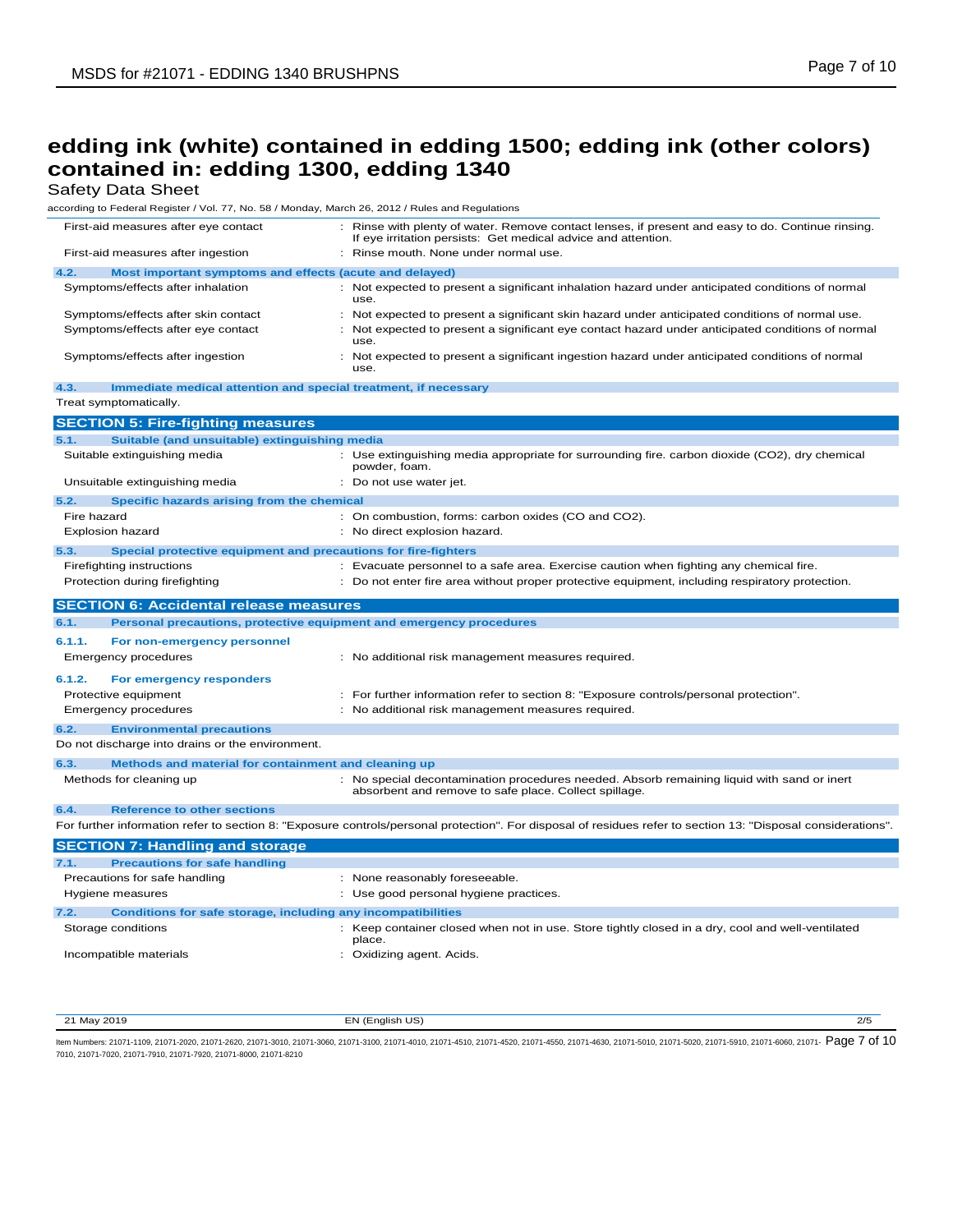# edding ink (white) contained in edding 1500; edding ink (other colors) contained in: edding 1300, edding 1340

Safety Data Sheet

according to Federal Register / Vol. 77, No. 58 / Monday, March 26, 2012 / Rules and Regulations

| | |
|---|---|
| First-aid measures after eye contact | : Rinse with plenty of water. Remove contact lenses, if present and easy to do. Continue rinsing. If eye irritation persists: Get medical advice and attention. |
| First-aid measures after ingestion | : Rinse mouth. None under normal use. |

### 4.2. Most important symptoms and effects (acute and delayed)

| | |
|---|---|
| Symptoms/effects after inhalation | : Not expected to present a significant inhalation hazard under anticipated conditions of normal use. |
| Symptoms/effects after skin contact | : Not expected to present a significant skin hazard under anticipated conditions of normal use. |
| Symptoms/effects after eye contact | : Not expected to present a significant eye contact hazard under anticipated conditions of normal use. |
| Symptoms/effects after ingestion | : Not expected to present a significant ingestion hazard under anticipated conditions of normal use. |

### 4.3. Immediate medical attention and special treatment, if necessary

Treat symptomatically.

## SECTION 5: Fire-fighting measures

### 5.1. Suitable (and unsuitable) extinguishing media

| | |
|---|---|
| Suitable extinguishing media | : Use extinguishing media appropriate for surrounding fire. carbon dioxide ($CO_2$), dry chemical powder, foam. |
| Unsuitable extinguishing media | : Do not use water jet. |

### 5.2. Specific hazards arising from the chemical

| | |
|---|---|
| Fire hazard | : On combustion, forms: carbon oxides (CO and $CO_2$). |
| Explosion hazard | : No direct explosion hazard. |

### 5.3. Special protective equipment and precautions for fire-fighters

| | |
|---|---|
| Firefighting instructions | : Evacuate personnel to a safe area. Exercise caution when fighting any chemical fire. |
| Protection during firefighting | : Do not enter fire area without proper protective equipment, including respiratory protection. |

## SECTION 6: Accidental release measures

### 6.1. Personal precautions, protective equipment and emergency procedures

#### 6.1.1. For non-emergency personnel

| | |
|---|---|
| Emergency procedures | : No additional risk management measures required. |

#### 6.1.2. For emergency responders

| | |
|---|---|
| Protective equipment | : For further information refer to section 8: "Exposure controls/personal protection". |
| Emergency procedures | : No additional risk management measures required. |

### 6.2. Environmental precautions

Do not discharge into drains or the environment.

### 6.3. Methods and material for containment and cleaning up

| | |
|---|---|
| Methods for cleaning up | : No special decontamination procedures needed. Absorb remaining liquid with sand or inert absorbent and remove to safe place. Collect spillage. |

### 6.4. Reference to other sections

For further information refer to section 8: "Exposure controls/personal protection". For disposal of residues refer to section 13: "Disposal considerations".

## SECTION 7: Handling and storage

### 7.1. Precautions for safe handling

| | |
|---|---|
| Precautions for safe handling | : None reasonably foreseeable. |
| Hygiene measures | : Use good personal hygiene practices. |

### 7.2. Conditions for safe storage, including any incompatibilities

| | |
|---|---|
| Storage conditions | : Keep container closed when not in use. Store tightly closed in a dry, cool and well-ventilated place. |
| Incompatible materials | : Oxidizing agent. Acids. |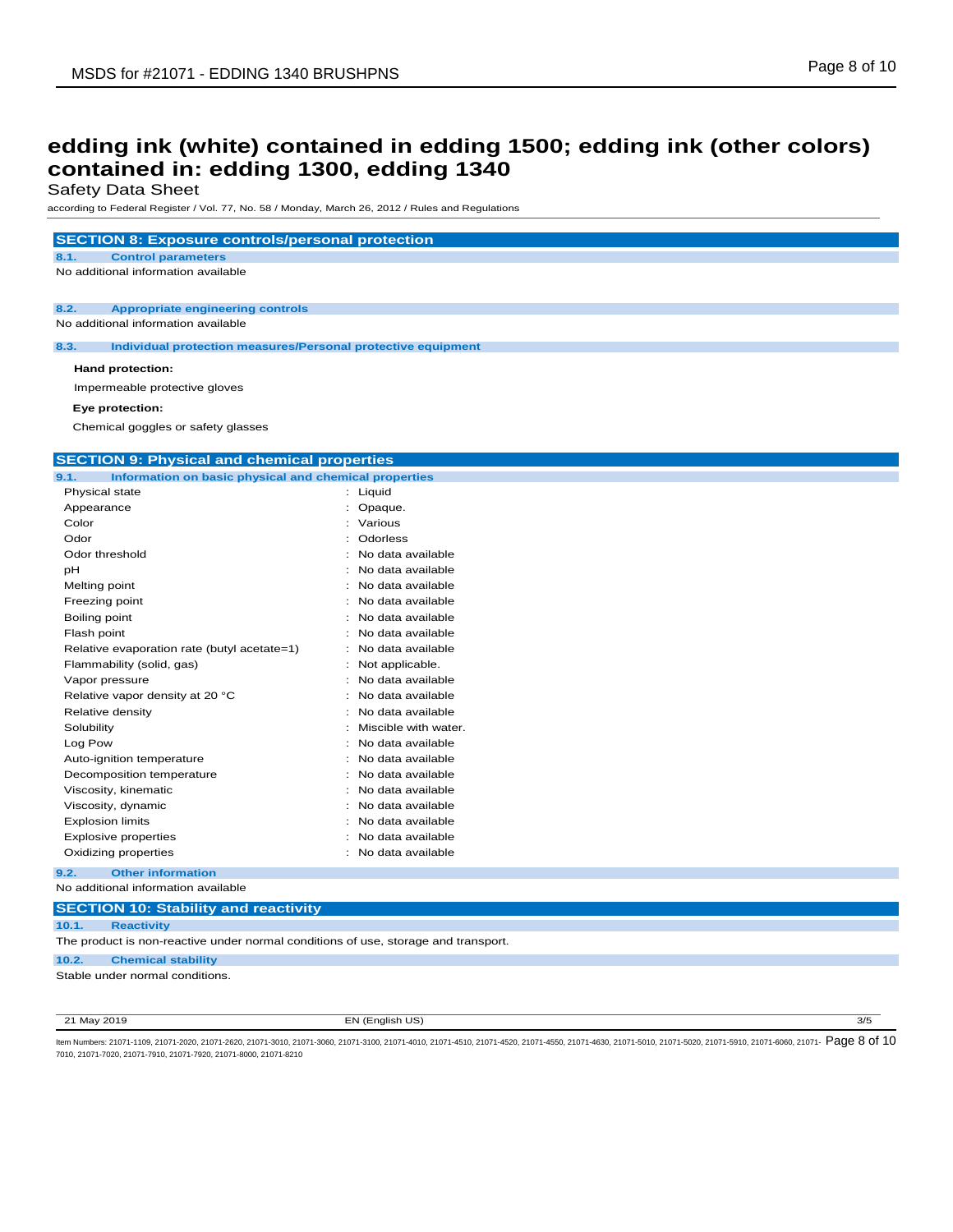# edding ink (white) contained in edding 1500; edding ink (other colors) contained in: edding 1300, edding 1340

Safety Data Sheet

according to Federal Register / Vol. 77, No. 58 / Monday, March 26, 2012 / Rules and Regulations

## SECTION 8: Exposure controls/personal protection

### 8.1. Control parameters

No additional information available

### 8.2. Appropriate engineering controls

No additional information available

### 8.3. Individual protection measures/Personal protective equipment

**Hand protection:**

Impermeable protective gloves

**Eye protection:**

Chemical goggles or safety glasses

## SECTION 9: Physical and chemical properties

### 9.1. Information on basic physical and chemical properties

| Property | Value |
|---|---|
| Physical state | Liquid |
| Appearance | Opaque. |
| Color | Various |
| Odor | Odorless |
| Odor threshold | No data available |
| pH | No data available |
| Melting point | No data available |
| Freezing point | No data available |
| Boiling point | No data available |
| Flash point | No data available |
| Relative evaporation rate (butyl acetate=1) | No data available |
| Flammability (solid, gas) | Not applicable. |
| Vapor pressure | No data available |
| Relative vapor density at 20 °C | No data available |
| Relative density | No data available |
| Solubility | Miscible with water. |
| Log Pow | No data available |
| Auto-ignition temperature | No data available |
| Decomposition temperature | No data available |
| Viscosity, kinematic | No data available |
| Viscosity, dynamic | No data available |
| Explosion limits | No data available |
| Explosive properties | No data available |
| Oxidizing properties | No data available |

### 9.2. Other information

No additional information available

## SECTION 10: Stability and reactivity

### 10.1. Reactivity

The product is non-reactive under normal conditions of use, storage and transport.

### 10.2. Chemical stability

Stable under normal conditions.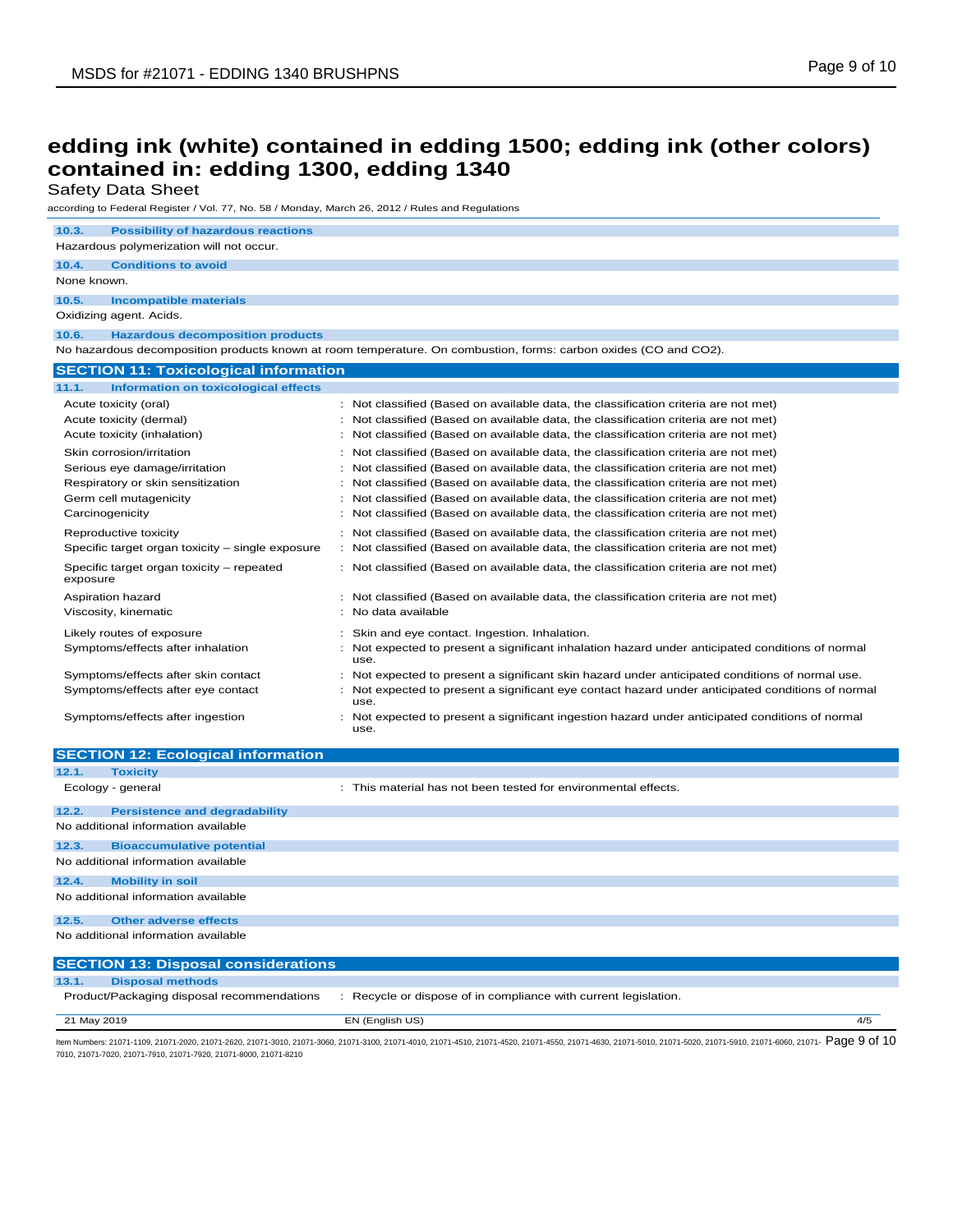# edding ink (white) contained in edding 1500; edding ink (other colors) contained in: edding 1300, edding 1340

Safety Data Sheet

according to Federal Register / Vol. 77, No. 58 / Monday, March 26, 2012 / Rules and Regulations

### 10.3. Possibility of hazardous reactions

Hazardous polymerization will not occur.

### 10.4. Conditions to avoid

None known.

### 10.5. Incompatible materials

Oxidizing agent. Acids.

### 10.6. Hazardous decomposition products

No hazardous decomposition products known at room temperature. On combustion, forms: carbon oxides (CO and $CO_2$).

## SECTION 11: Toxicological information

### 11.1. Information on toxicological effects

| | |
|---|---|
| Acute toxicity (oral) | : Not classified (Based on available data, the classification criteria are not met) |
| Acute toxicity (dermal) | : Not classified (Based on available data, the classification criteria are not met) |
| Acute toxicity (inhalation) | : Not classified (Based on available data, the classification criteria are not met) |
| Skin corrosion/irritation | : Not classified (Based on available data, the classification criteria are not met) |
| Serious eye damage/irritation | : Not classified (Based on available data, the classification criteria are not met) |
| Respiratory or skin sensitization | : Not classified (Based on available data, the classification criteria are not met) |
| Germ cell mutagenicity | : Not classified (Based on available data, the classification criteria are not met) |
| Carcinogenicity | : Not classified (Based on available data, the classification criteria are not met) |
| Reproductive toxicity | : Not classified (Based on available data, the classification criteria are not met) |
| Specific target organ toxicity – single exposure | : Not classified (Based on available data, the classification criteria are not met) |
| Specific target organ toxicity – repeated exposure | : Not classified (Based on available data, the classification criteria are not met) |
| Aspiration hazard | : Not classified (Based on available data, the classification criteria are not met) |
| Viscosity, kinematic | : No data available |
| Likely routes of exposure | : Skin and eye contact. Ingestion. Inhalation. |
| Symptoms/effects after inhalation | : Not expected to present a significant inhalation hazard under anticipated conditions of normal use. |
| Symptoms/effects after skin contact | : Not expected to present a significant skin hazard under anticipated conditions of normal use. |
| Symptoms/effects after eye contact | : Not expected to present a significant eye contact hazard under anticipated conditions of normal use. |
| Symptoms/effects after ingestion | : Not expected to present a significant ingestion hazard under anticipated conditions of normal use. |

## SECTION 12: Ecological information

### 12.1. Toxicity

| | |
|---|---|
| Ecology - general | : This material has not been tested for environmental effects. |

### 12.2. Persistence and degradability

No additional information available

### 12.3. Bioaccumulative potential

No additional information available

### 12.4. Mobility in soil

No additional information available

### 12.5. Other adverse effects

No additional information available

## SECTION 13: Disposal considerations

### 13.1. Disposal methods

| | |
|---|---|
| Product/Packaging disposal recommendations | : Recycle or dispose of in compliance with current legislation. |

21 May 2019 EN (English US) 4/5

Item Numbers: 21071-1109, 21071-2020, 21071-2620, 21071-3010, 21071-3060, 21071-3100, 21071-4010, 21071-4510, 21071-4520, 21071-4550, 21071-4630, 21071-5010, 21071-5020, 21071-5910, 21071-6060, 21071-7010, 21071-7020, 21071-7910, 21071-7920, 21071-8000, 21071-8210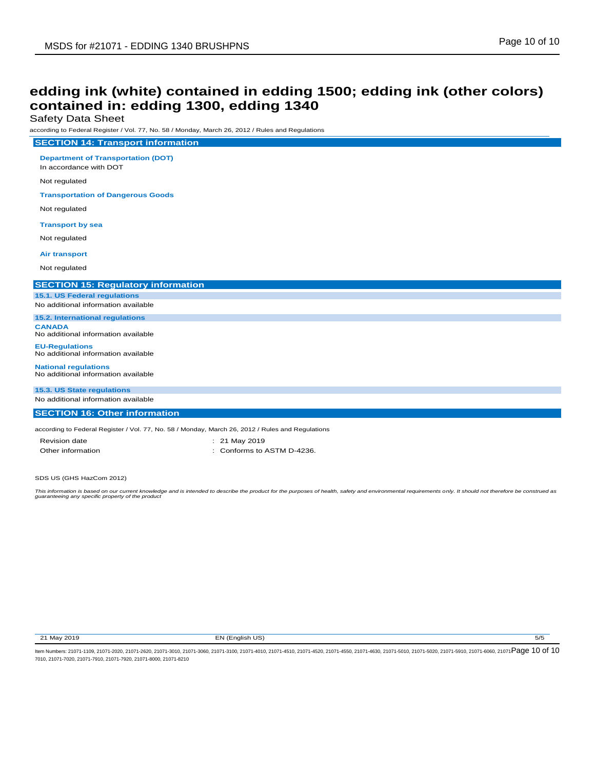# edding ink (white) contained in edding 1500; edding ink (other colors) contained in: edding 1300, edding 1340

Safety Data Sheet

according to Federal Register / Vol. 77, No. 58 / Monday, March 26, 2012 / Rules and Regulations

## SECTION 14: Transport information

**Department of Transportation (DOT)**

In accordance with DOT

Not regulated

**Transportation of Dangerous Goods**

Not regulated

**Transport by sea**

Not regulated

**Air transport**

Not regulated

## SECTION 15: Regulatory information

### 15.1. US Federal regulations

No additional information available

### 15.2. International regulations

**CANADA**

No additional information available

**EU-Regulations**

No additional information available

**National regulations**

No additional information available

### 15.3. US State regulations

No additional information available

## SECTION 16: Other information

according to Federal Register / Vol. 77, No. 58 / Monday, March 26, 2012 / Rules and Regulations

| | |
|---|---|
| Revision date | : 21 May 2019 |
| Other information | : Conforms to ASTM D-4236. |

SDS US (GHS HazCom 2012)

*This information is based on our current knowledge and is intended to describe the product for the purposes of health, safety and environmental requirements only. It should not therefore be construed as guaranteeing any specific property of the product*

Item Numbers: 21071-1109, 21071-2020, 21071-2620, 21071-3010, 21071-3060, 21071-3100, 21071-4010, 21071-4510, 21071-4520, 21071-4550, 21071-4630, 21071-5010, 21071-5020, 21071-5910, 21071-6060, 21071-7010, 21071-7020, 21071-7910, 21071-7920, 21071-8000, 21071-8210